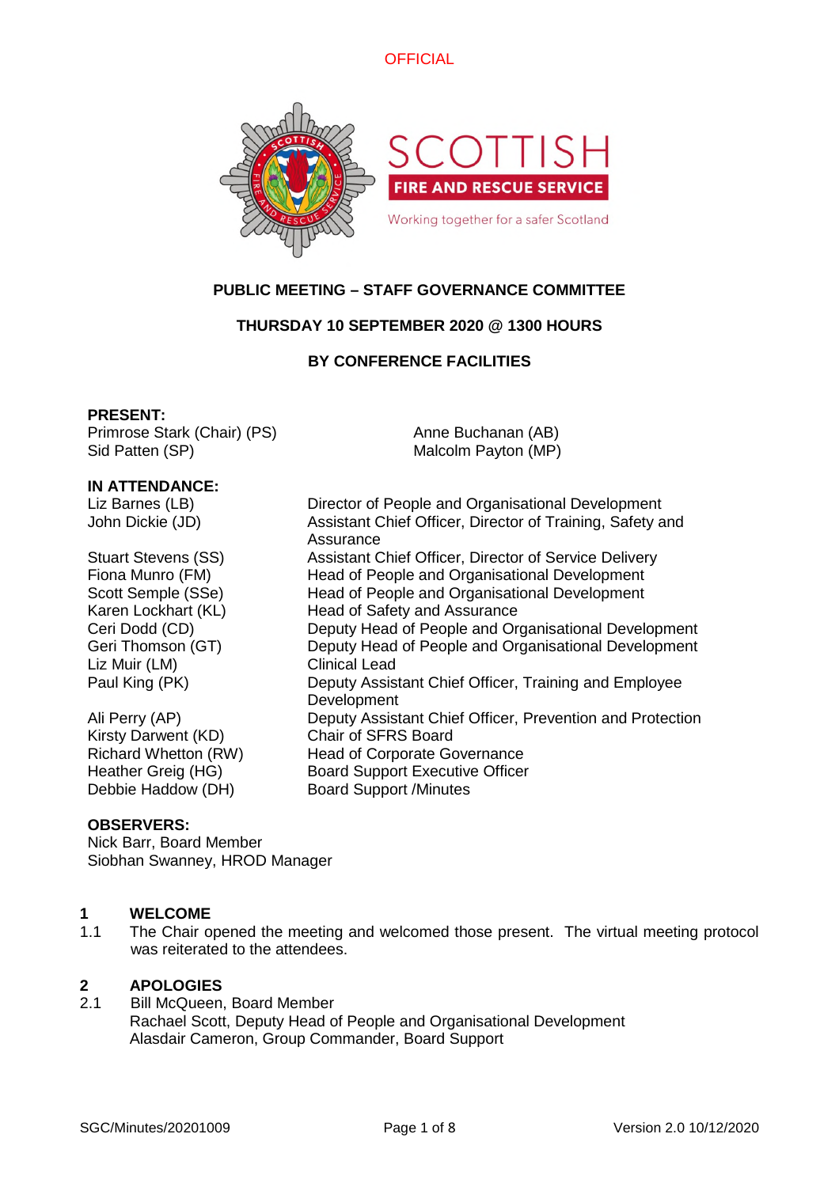OFFICIAL

# PUBLIC MEETING – STAFF GOVERNANCE COMMITTEE

## THURSDAY 10 SEPTEMBER 2020 @ 1300 HOURS

## BY CONFERENCE FACILITIES

**PRESENT:**

Primrose Stark (Chair) (PS)
Sid Patten (SP)
Anne Buchanan (AB)
Malcolm Payton (MP)

**IN ATTENDANCE:**

| | |
|---|---|
| Liz Barnes (LB) | Director of People and Organisational Development |
| John Dickie (JD) | Assistant Chief Officer, Director of Training, Safety and Assurance |
| Stuart Stevens (SS) | Assistant Chief Officer, Director of Service Delivery |
| Fiona Munro (FM) | Head of People and Organisational Development |
| Scott Semple (SSe) | Head of People and Organisational Development |
| Karen Lockhart (KL) | Head of Safety and Assurance |
| Ceri Dodd (CD) | Deputy Head of People and Organisational Development |
| Geri Thomson (GT) | Deputy Head of People and Organisational Development |
| Liz Muir (LM) | Clinical Lead |
| Paul King (PK) | Deputy Assistant Chief Officer, Training and Employee Development |
| Ali Perry (AP) | Deputy Assistant Chief Officer, Prevention and Protection |
| Kirsty Darwent (KD) | Chair of SFRS Board |
| Richard Whetton (RW) | Head of Corporate Governance |
| Heather Greig (HG) | Board Support Executive Officer |
| Debbie Haddow (DH) | Board Support /Minutes |

**OBSERVERS:**

Nick Barr, Board Member
Siobhan Swanney, HROD Manager

## 1 WELCOME

1.1 The Chair opened the meeting and welcomed those present. The virtual meeting protocol was reiterated to the attendees.

## 2 APOLOGIES

2.1 Bill McQueen, Board Member
Rachael Scott, Deputy Head of People and Organisational Development
Alasdair Cameron, Group Commander, Board Support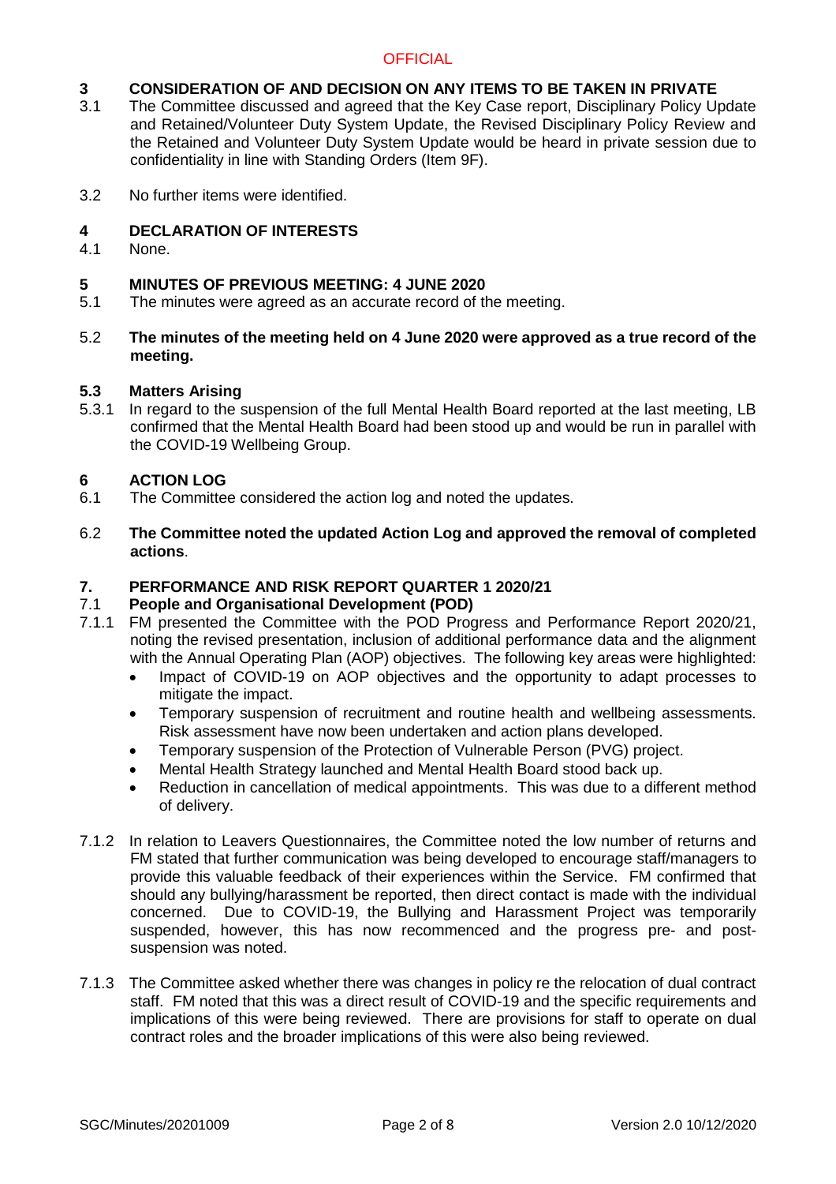## 3 CONSIDERATION OF AND DECISION ON ANY ITEMS TO BE TAKEN IN PRIVATE

3.1 The Committee discussed and agreed that the Key Case report, Disciplinary Policy Update and Retained/Volunteer Duty System Update, the Revised Disciplinary Policy Review and the Retained and Volunteer Duty System Update would be heard in private session due to confidentiality in line with Standing Orders (Item 9F).

3.2 No further items were identified.

## 4 DECLARATION OF INTERESTS

4.1 None.

## 5 MINUTES OF PREVIOUS MEETING: 4 JUNE 2020

5.1 The minutes were agreed as an accurate record of the meeting.

5.2 **The minutes of the meeting held on 4 June 2020 were approved as a true record of the meeting.**

### 5.3 Matters Arising

5.3.1 In regard to the suspension of the full Mental Health Board reported at the last meeting, LB confirmed that the Mental Health Board had been stood up and would be run in parallel with the COVID-19 Wellbeing Group.

## 6 ACTION LOG

6.1 The Committee considered the action log and noted the updates.

6.2 **The Committee noted the updated Action Log and approved the removal of completed actions**.

## 7. PERFORMANCE AND RISK REPORT QUARTER 1 2020/21

### 7.1 People and Organisational Development (POD)

7.1.1 FM presented the Committee with the POD Progress and Performance Report 2020/21, noting the revised presentation, inclusion of additional performance data and the alignment with the Annual Operating Plan (AOP) objectives. The following key areas were highlighted:

- Impact of COVID-19 on AOP objectives and the opportunity to adapt processes to mitigate the impact.
- Temporary suspension of recruitment and routine health and wellbeing assessments. Risk assessment have now been undertaken and action plans developed.
- Temporary suspension of the Protection of Vulnerable Person (PVG) project.
- Mental Health Strategy launched and Mental Health Board stood back up.
- Reduction in cancellation of medical appointments. This was due to a different method of delivery.

7.1.2 In relation to Leavers Questionnaires, the Committee noted the low number of returns and FM stated that further communication was being developed to encourage staff/managers to provide this valuable feedback of their experiences within the Service. FM confirmed that should any bullying/harassment be reported, then direct contact is made with the individual concerned. Due to COVID-19, the Bullying and Harassment Project was temporarily suspended, however, this has now recommenced and the progress pre- and post-suspension was noted.

7.1.3 The Committee asked whether there was changes in policy re the relocation of dual contract staff. FM noted that this was a direct result of COVID-19 and the specific requirements and implications of this were being reviewed. There are provisions for staff to operate on dual contract roles and the broader implications of this were also being reviewed.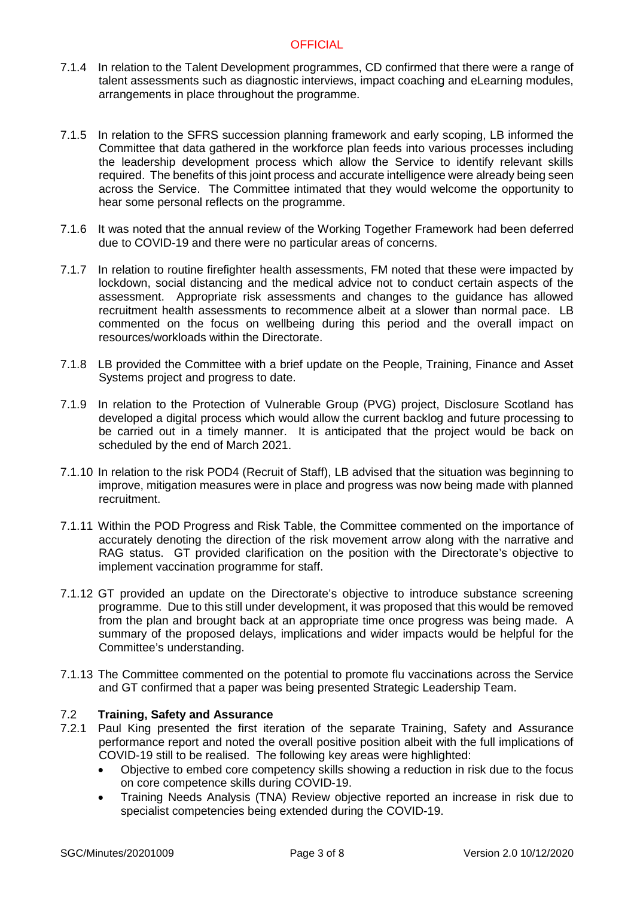7.1.4 In relation to the Talent Development programmes, CD confirmed that there were a range of talent assessments such as diagnostic interviews, impact coaching and eLearning modules, arrangements in place throughout the programme.

7.1.5 In relation to the SFRS succession planning framework and early scoping, LB informed the Committee that data gathered in the workforce plan feeds into various processes including the leadership development process which allow the Service to identify relevant skills required. The benefits of this joint process and accurate intelligence were already being seen across the Service. The Committee intimated that they would welcome the opportunity to hear some personal reflects on the programme.

7.1.6 It was noted that the annual review of the Working Together Framework had been deferred due to COVID-19 and there were no particular areas of concerns.

7.1.7 In relation to routine firefighter health assessments, FM noted that these were impacted by lockdown, social distancing and the medical advice not to conduct certain aspects of the assessment. Appropriate risk assessments and changes to the guidance has allowed recruitment health assessments to recommence albeit at a slower than normal pace. LB commented on the focus on wellbeing during this period and the overall impact on resources/workloads within the Directorate.

7.1.8 LB provided the Committee with a brief update on the People, Training, Finance and Asset Systems project and progress to date.

7.1.9 In relation to the Protection of Vulnerable Group (PVG) project, Disclosure Scotland has developed a digital process which would allow the current backlog and future processing to be carried out in a timely manner. It is anticipated that the project would be back on scheduled by the end of March 2021.

7.1.10 In relation to the risk POD4 (Recruit of Staff), LB advised that the situation was beginning to improve, mitigation measures were in place and progress was now being made with planned recruitment.

7.1.11 Within the POD Progress and Risk Table, the Committee commented on the importance of accurately denoting the direction of the risk movement arrow along with the narrative and RAG status. GT provided clarification on the position with the Directorate's objective to implement vaccination programme for staff.

7.1.12 GT provided an update on the Directorate's objective to introduce substance screening programme. Due to this still under development, it was proposed that this would be removed from the plan and brought back at an appropriate time once progress was being made. A summary of the proposed delays, implications and wider impacts would be helpful for the Committee's understanding.

7.1.13 The Committee commented on the potential to promote flu vaccinations across the Service and GT confirmed that a paper was being presented Strategic Leadership Team.

### 7.2 Training, Safety and Assurance

7.2.1 Paul King presented the first iteration of the separate Training, Safety and Assurance performance report and noted the overall positive position albeit with the full implications of COVID-19 still to be realised. The following key areas were highlighted:

- Objective to embed core competency skills showing a reduction in risk due to the focus on core competence skills during COVID-19.
- Training Needs Analysis (TNA) Review objective reported an increase in risk due to specialist competencies being extended during the COVID-19.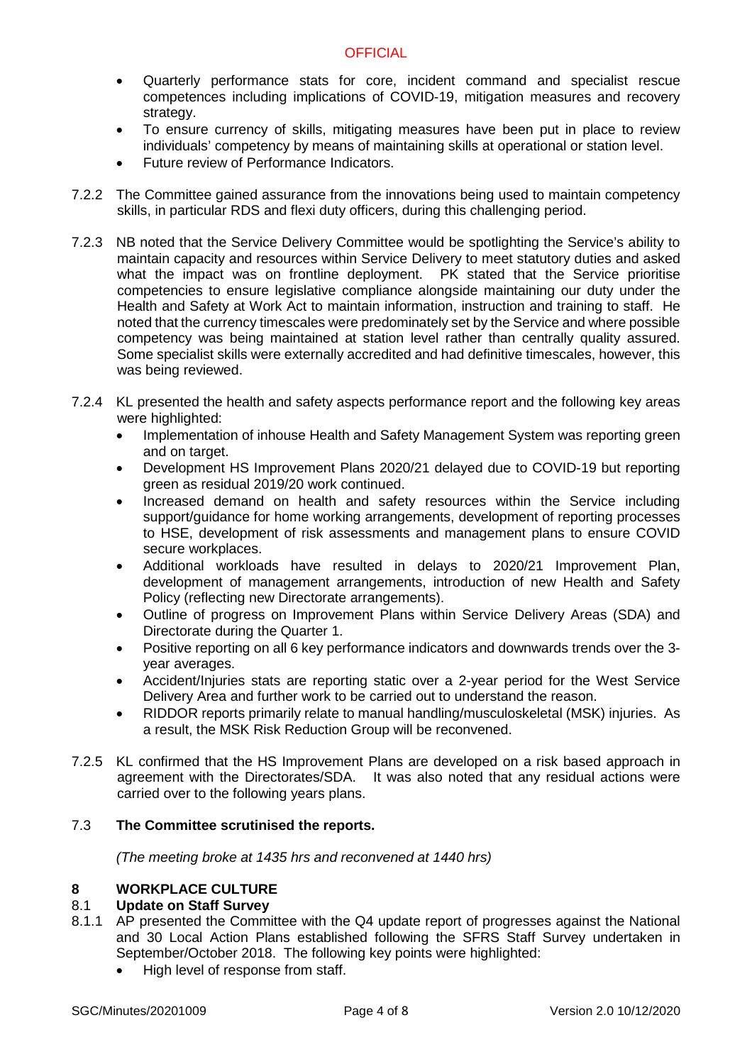- Quarterly performance stats for core, incident command and specialist rescue competences including implications of COVID-19, mitigation measures and recovery strategy.
- To ensure currency of skills, mitigating measures have been put in place to review individuals' competency by means of maintaining skills at operational or station level.
- Future review of Performance Indicators.

7.2.2 The Committee gained assurance from the innovations being used to maintain competency skills, in particular RDS and flexi duty officers, during this challenging period.

7.2.3 NB noted that the Service Delivery Committee would be spotlighting the Service's ability to maintain capacity and resources within Service Delivery to meet statutory duties and asked what the impact was on frontline deployment. PK stated that the Service prioritise competencies to ensure legislative compliance alongside maintaining our duty under the Health and Safety at Work Act to maintain information, instruction and training to staff. He noted that the currency timescales were predominately set by the Service and where possible competency was being maintained at station level rather than centrally quality assured. Some specialist skills were externally accredited and had definitive timescales, however, this was being reviewed.

7.2.4 KL presented the health and safety aspects performance report and the following key areas were highlighted:

- Implementation of inhouse Health and Safety Management System was reporting green and on target.
- Development HS Improvement Plans 2020/21 delayed due to COVID-19 but reporting green as residual 2019/20 work continued.
- Increased demand on health and safety resources within the Service including support/guidance for home working arrangements, development of reporting processes to HSE, development of risk assessments and management plans to ensure COVID secure workplaces.
- Additional workloads have resulted in delays to 2020/21 Improvement Plan, development of management arrangements, introduction of new Health and Safety Policy (reflecting new Directorate arrangements).
- Outline of progress on Improvement Plans within Service Delivery Areas (SDA) and Directorate during the Quarter 1.
- Positive reporting on all 6 key performance indicators and downwards trends over the 3-year averages.
- Accident/Injuries stats are reporting static over a 2-year period for the West Service Delivery Area and further work to be carried out to understand the reason.
- RIDDOR reports primarily relate to manual handling/musculoskeletal (MSK) injuries. As a result, the MSK Risk Reduction Group will be reconvened.

7.2.5 KL confirmed that the HS Improvement Plans are developed on a risk based approach in agreement with the Directorates/SDA. It was also noted that any residual actions were carried over to the following years plans.

7.3 **The Committee scrutinised the reports.**

*(The meeting broke at 1435 hrs and reconvened at 1440 hrs)*

## 8 WORKPLACE CULTURE

### 8.1 Update on Staff Survey

8.1.1 AP presented the Committee with the Q4 update report of progresses against the National and 30 Local Action Plans established following the SFRS Staff Survey undertaken in September/October 2018. The following key points were highlighted:

- High level of response from staff.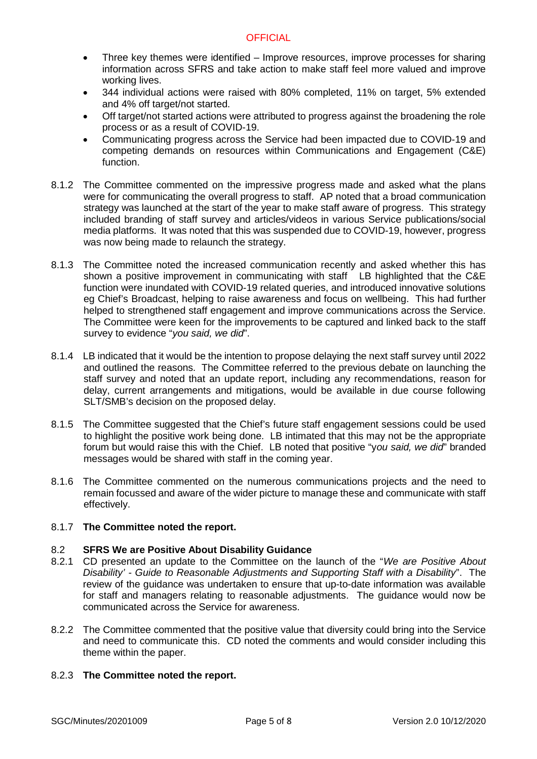- Three key themes were identified – Improve resources, improve processes for sharing information across SFRS and take action to make staff feel more valued and improve working lives.
- 344 individual actions were raised with 80% completed, 11% on target, 5% extended and 4% off target/not started.
- Off target/not started actions were attributed to progress against the broadening the role process or as a result of COVID-19.
- Communicating progress across the Service had been impacted due to COVID-19 and competing demands on resources within Communications and Engagement (C&E) function.

8.1.2 The Committee commented on the impressive progress made and asked what the plans were for communicating the overall progress to staff. AP noted that a broad communication strategy was launched at the start of the year to make staff aware of progress. This strategy included branding of staff survey and articles/videos in various Service publications/social media platforms. It was noted that this was suspended due to COVID-19, however, progress was now being made to relaunch the strategy.

8.1.3 The Committee noted the increased communication recently and asked whether this has shown a positive improvement in communicating with staff LB highlighted that the C&E function were inundated with COVID-19 related queries, and introduced innovative solutions eg Chief's Broadcast, helping to raise awareness and focus on wellbeing. This had further helped to strengthened staff engagement and improve communications across the Service. The Committee were keen for the improvements to be captured and linked back to the staff survey to evidence "*you said, we did*".

8.1.4 LB indicated that it would be the intention to propose delaying the next staff survey until 2022 and outlined the reasons. The Committee referred to the previous debate on launching the staff survey and noted that an update report, including any recommendations, reason for delay, current arrangements and mitigations, would be available in due course following SLT/SMB's decision on the proposed delay.

8.1.5 The Committee suggested that the Chief's future staff engagement sessions could be used to highlight the positive work being done. LB intimated that this may not be the appropriate forum but would raise this with the Chief. LB noted that positive "*you said, we did*" branded messages would be shared with staff in the coming year.

8.1.6 The Committee commented on the numerous communications projects and the need to remain focussed and aware of the wider picture to manage these and communicate with staff effectively.

8.1.7 **The Committee noted the report.**

## 8.2 SFRS We are Positive About Disability Guidance

8.2.1 CD presented an update to the Committee on the launch of the "*We are Positive About Disability' - Guide to Reasonable Adjustments and Supporting Staff with a Disability*". The review of the guidance was undertaken to ensure that up-to-date information was available for staff and managers relating to reasonable adjustments. The guidance would now be communicated across the Service for awareness.

8.2.2 The Committee commented that the positive value that diversity could bring into the Service and need to communicate this. CD noted the comments and would consider including this theme within the paper.

8.2.3 **The Committee noted the report.**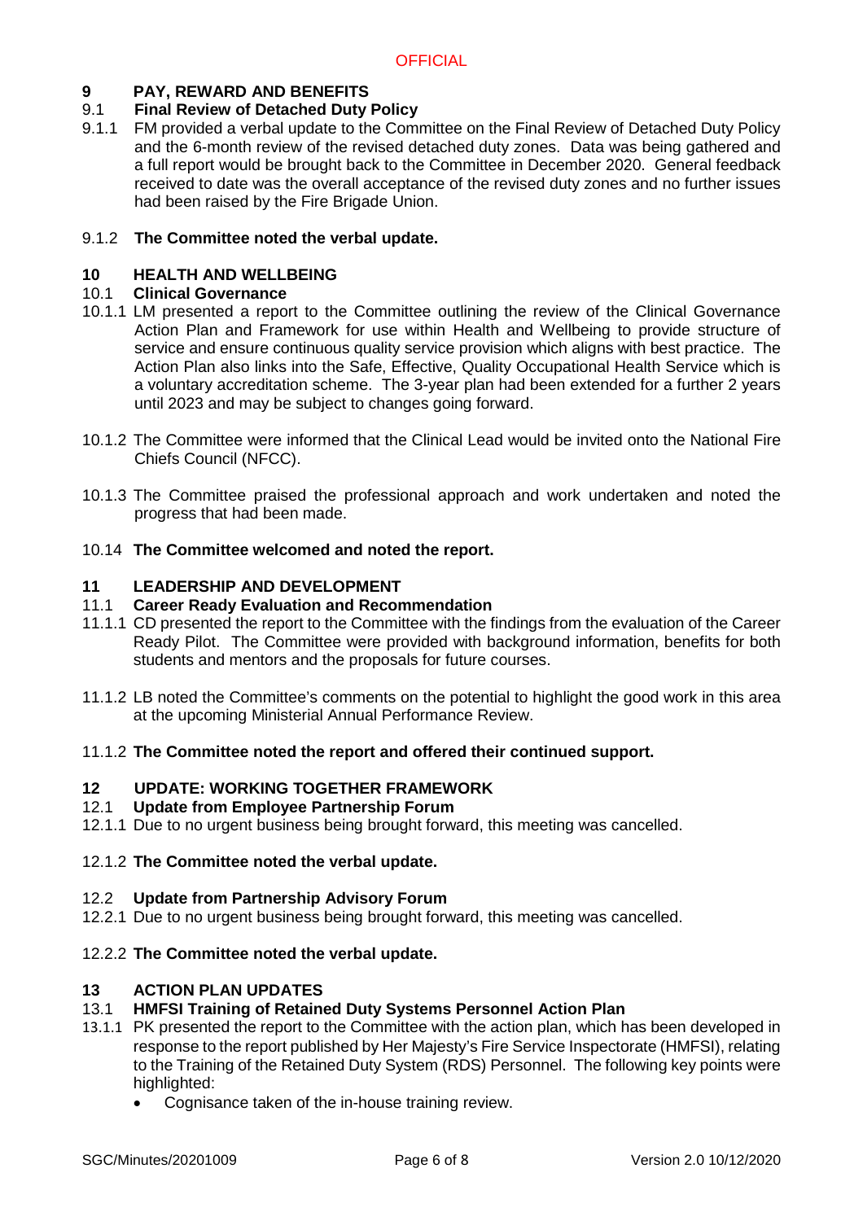## 9 PAY, REWARD AND BENEFITS

### 9.1 Final Review of Detached Duty Policy

9.1.1 FM provided a verbal update to the Committee on the Final Review of Detached Duty Policy and the 6-month review of the revised detached duty zones. Data was being gathered and a full report would be brought back to the Committee in December 2020. General feedback received to date was the overall acceptance of the revised duty zones and no further issues had been raised by the Fire Brigade Union.

9.1.2 **The Committee noted the verbal update.**

## 10 HEALTH AND WELLBEING

### 10.1 Clinical Governance

10.1.1 LM presented a report to the Committee outlining the review of the Clinical Governance Action Plan and Framework for use within Health and Wellbeing to provide structure of service and ensure continuous quality service provision which aligns with best practice. The Action Plan also links into the Safe, Effective, Quality Occupational Health Service which is a voluntary accreditation scheme. The 3-year plan had been extended for a further 2 years until 2023 and may be subject to changes going forward.

10.1.2 The Committee were informed that the Clinical Lead would be invited onto the National Fire Chiefs Council (NFCC).

10.1.3 The Committee praised the professional approach and work undertaken and noted the progress that had been made.

10.14 **The Committee welcomed and noted the report.**

## 11 LEADERSHIP AND DEVELOPMENT

### 11.1 Career Ready Evaluation and Recommendation

11.1.1 CD presented the report to the Committee with the findings from the evaluation of the Career Ready Pilot. The Committee were provided with background information, benefits for both students and mentors and the proposals for future courses.

11.1.2 LB noted the Committee's comments on the potential to highlight the good work in this area at the upcoming Ministerial Annual Performance Review.

11.1.2 **The Committee noted the report and offered their continued support.**

## 12 UPDATE: WORKING TOGETHER FRAMEWORK

### 12.1 Update from Employee Partnership Forum

12.1.1 Due to no urgent business being brought forward, this meeting was cancelled.

12.1.2 **The Committee noted the verbal update.**

### 12.2 Update from Partnership Advisory Forum

12.2.1 Due to no urgent business being brought forward, this meeting was cancelled.

12.2.2 **The Committee noted the verbal update.**

## 13 ACTION PLAN UPDATES

### 13.1 HMFSI Training of Retained Duty Systems Personnel Action Plan

13.1.1 PK presented the report to the Committee with the action plan, which has been developed in response to the report published by Her Majesty's Fire Service Inspectorate (HMFSI), relating to the Training of the Retained Duty System (RDS) Personnel. The following key points were highlighted:

- Cognisance taken of the in-house training review.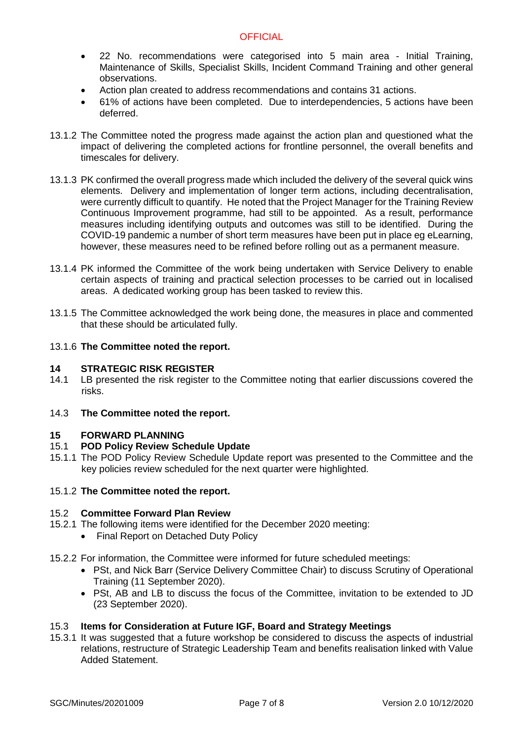- 22 No. recommendations were categorised into 5 main area - Initial Training, Maintenance of Skills, Specialist Skills, Incident Command Training and other general observations.
- Action plan created to address recommendations and contains 31 actions.
- 61% of actions have been completed. Due to interdependencies, 5 actions have been deferred.

13.1.2 The Committee noted the progress made against the action plan and questioned what the impact of delivering the completed actions for frontline personnel, the overall benefits and timescales for delivery.

13.1.3 PK confirmed the overall progress made which included the delivery of the several quick wins elements. Delivery and implementation of longer term actions, including decentralisation, were currently difficult to quantify. He noted that the Project Manager for the Training Review Continuous Improvement programme, had still to be appointed. As a result, performance measures including identifying outputs and outcomes was still to be identified. During the COVID-19 pandemic a number of short term measures have been put in place eg eLearning, however, these measures need to be refined before rolling out as a permanent measure.

13.1.4 PK informed the Committee of the work being undertaken with Service Delivery to enable certain aspects of training and practical selection processes to be carried out in localised areas. A dedicated working group has been tasked to review this.

13.1.5 The Committee acknowledged the work being done, the measures in place and commented that these should be articulated fully.

13.1.6 **The Committee noted the report.**

## 14 STRATEGIC RISK REGISTER

14.1 LB presented the risk register to the Committee noting that earlier discussions covered the risks.

14.3 **The Committee noted the report.**

## 15 FORWARD PLANNING

### 15.1 POD Policy Review Schedule Update

15.1.1 The POD Policy Review Schedule Update report was presented to the Committee and the key policies review scheduled for the next quarter were highlighted.

15.1.2 **The Committee noted the report.**

### 15.2 Committee Forward Plan Review

15.2.1 The following items were identified for the December 2020 meeting:

- Final Report on Detached Duty Policy

15.2.2 For information, the Committee were informed for future scheduled meetings:

- PSt, and Nick Barr (Service Delivery Committee Chair) to discuss Scrutiny of Operational Training (11 September 2020).
- PSt, AB and LB to discuss the focus of the Committee, invitation to be extended to JD (23 September 2020).

### 15.3 Items for Consideration at Future IGF, Board and Strategy Meetings

15.3.1 It was suggested that a future workshop be considered to discuss the aspects of industrial relations, restructure of Strategic Leadership Team and benefits realisation linked with Value Added Statement.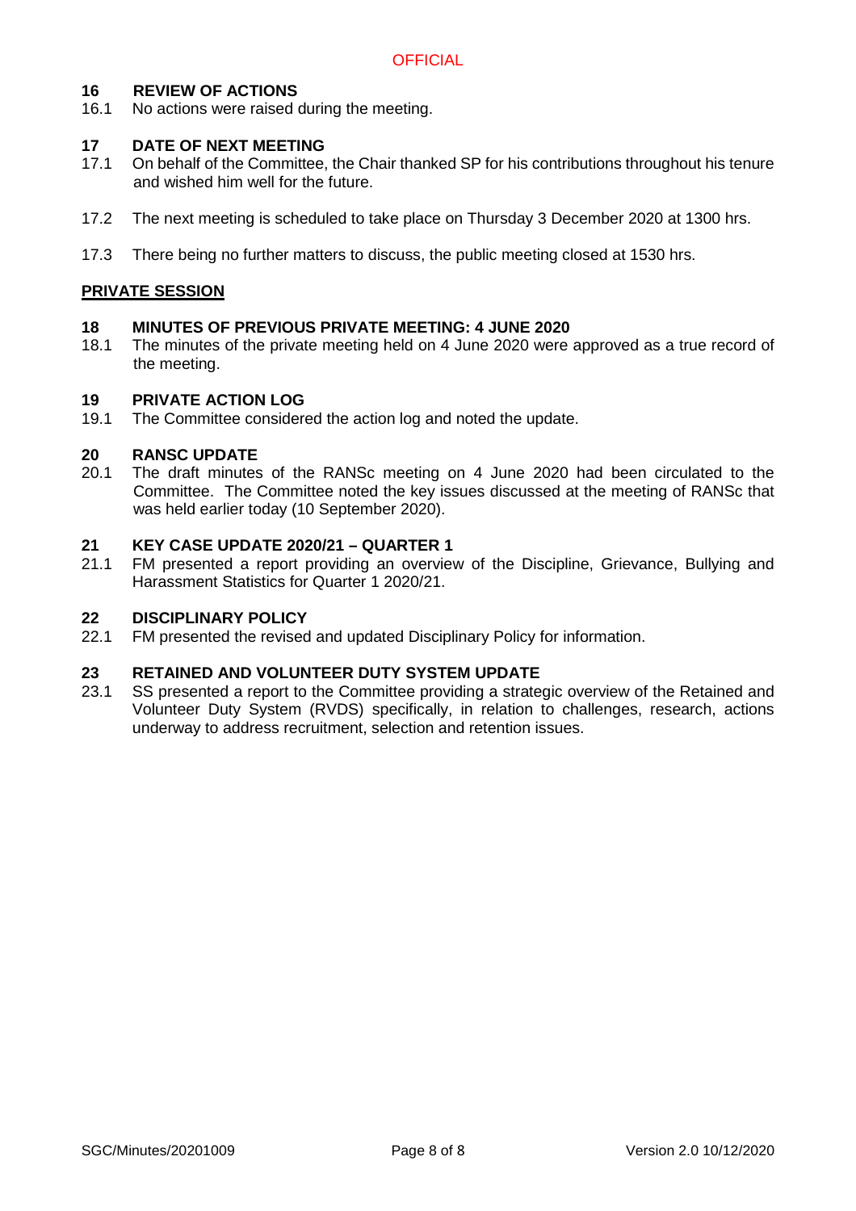OFFICIAL

## 16 REVIEW OF ACTIONS

16.1 No actions were raised during the meeting.

## 17 DATE OF NEXT MEETING

17.1 On behalf of the Committee, the Chair thanked SP for his contributions throughout his tenure and wished him well for the future.

17.2 The next meeting is scheduled to take place on Thursday 3 December 2020 at 1300 hrs.

17.3 There being no further matters to discuss, the public meeting closed at 1530 hrs.

**PRIVATE SESSION**

## 18 MINUTES OF PREVIOUS PRIVATE MEETING: 4 JUNE 2020

18.1 The minutes of the private meeting held on 4 June 2020 were approved as a true record of the meeting.

## 19 PRIVATE ACTION LOG

19.1 The Committee considered the action log and noted the update.

## 20 RANSC UPDATE

20.1 The draft minutes of the RANSc meeting on 4 June 2020 had been circulated to the Committee. The Committee noted the key issues discussed at the meeting of RANSc that was held earlier today (10 September 2020).

## 21 KEY CASE UPDATE 2020/21 – QUARTER 1

21.1 FM presented a report providing an overview of the Discipline, Grievance, Bullying and Harassment Statistics for Quarter 1 2020/21.

## 22 DISCIPLINARY POLICY

22.1 FM presented the revised and updated Disciplinary Policy for information.

## 23 RETAINED AND VOLUNTEER DUTY SYSTEM UPDATE

23.1 SS presented a report to the Committee providing a strategic overview of the Retained and Volunteer Duty System (RVDS) specifically, in relation to challenges, research, actions underway to address recruitment, selection and retention issues.